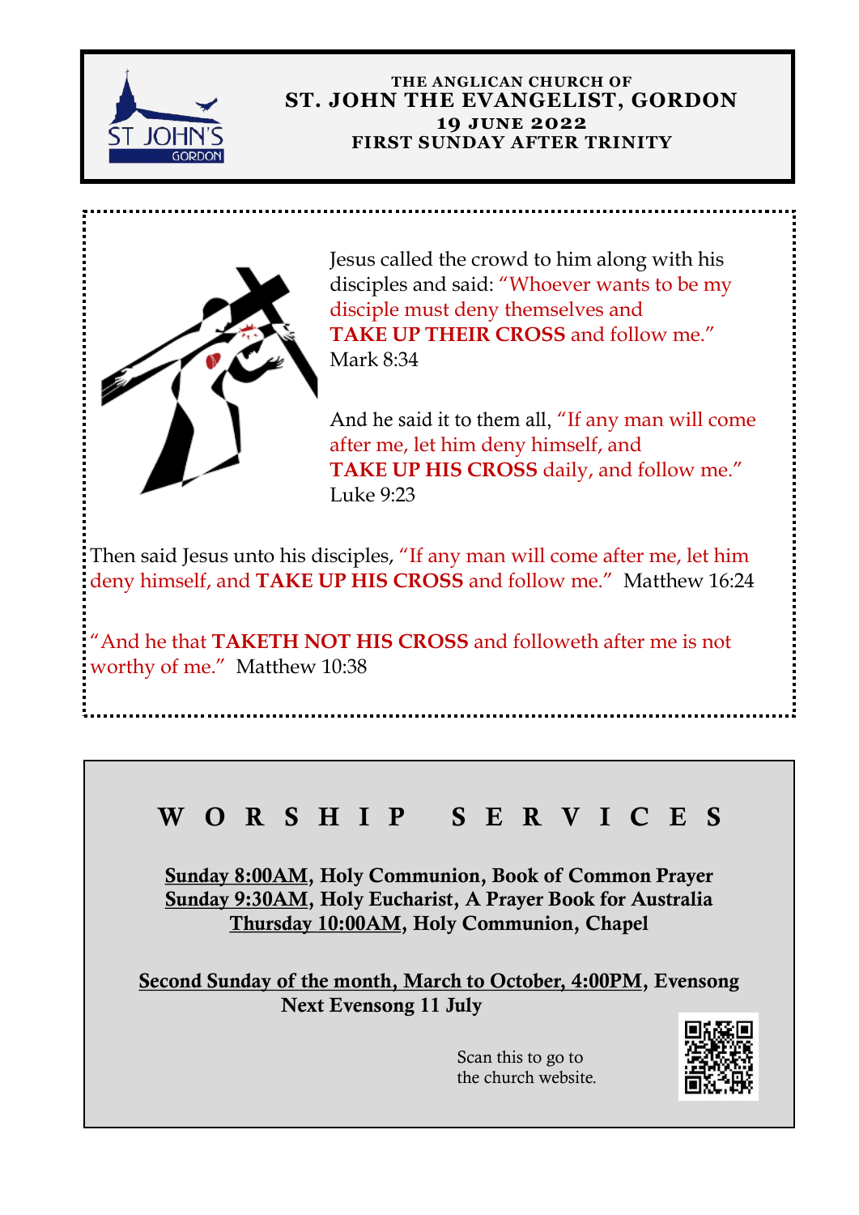**THE ANGLICAN CHURCH OF**

# ST. JOHN THE EVANGELIST, GORDON

**19 JUNE 2022**

**FIRST SUNDAY AFTER TRINITY**

Jesus called the crowd to him along with his disciples and said: "Whoever wants to be my disciple must deny themselves and **TAKE UP THEIR CROSS** and follow me." Mark 8:34

And he said it to them all, "If any man will come after me, let him deny himself, and **TAKE UP HIS CROSS** daily, and follow me." Luke 9:23

Then said Jesus unto his disciples, "If any man will come after me, let him deny himself, and **TAKE UP HIS CROSS** and follow me." Matthew 16:24

"And he that **TAKETH NOT HIS CROSS** and followeth after me is not worthy of me." Matthew 10:38

## W O R S H I P  S E R V I C E S

**Sunday 8:00AM, Holy Communion, Book of Common Prayer**
**Sunday 9:30AM, Holy Eucharist, A Prayer Book for Australia**
**Thursday 10:00AM, Holy Communion, Chapel**

**Second Sunday of the month, March to October, 4:00PM, Evensong**
**Next Evensong 11 July**

Scan this to go to the church website.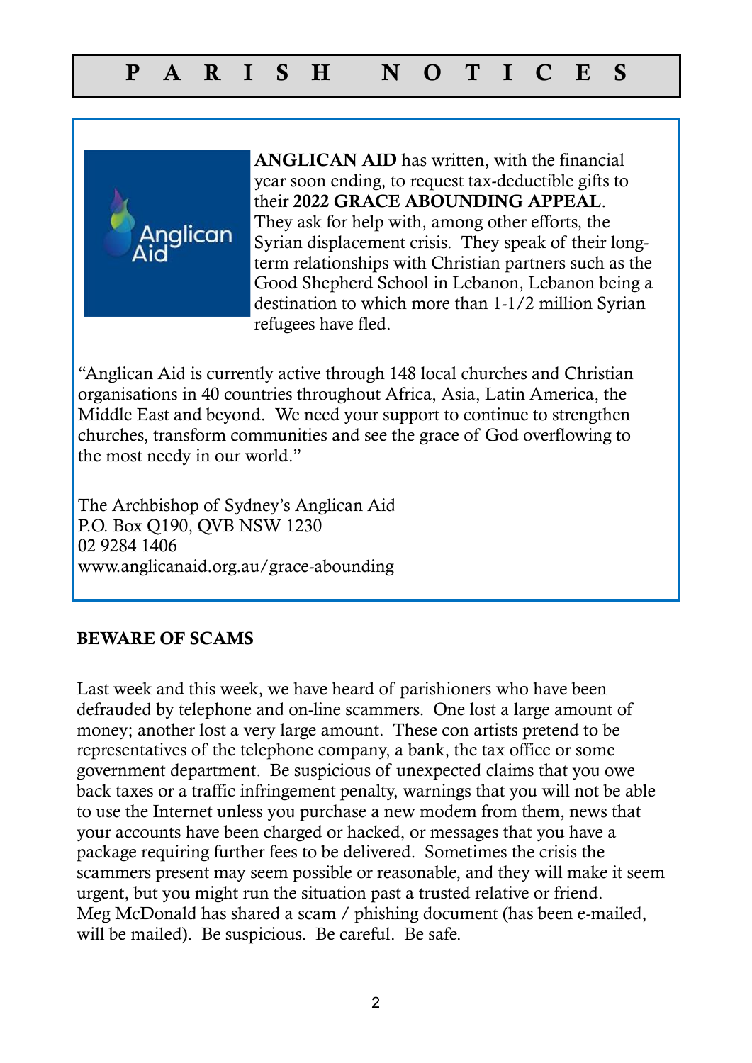# P A R I S H   N O T I C E S

**ANGLICAN AID** has written, with the financial year soon ending, to request tax-deductible gifts to their **2022 GRACE ABOUNDING APPEAL**. They ask for help with, among other efforts, the Syrian displacement crisis. They speak of their long-term relationships with Christian partners such as the Good Shepherd School in Lebanon, Lebanon being a destination to which more than 1-1/2 million Syrian refugees have fled.

"Anglican Aid is currently active through 148 local churches and Christian organisations in 40 countries throughout Africa, Asia, Latin America, the Middle East and beyond. We need your support to continue to strengthen churches, transform communities and see the grace of God overflowing to the most needy in our world."

The Archbishop of Sydney's Anglican Aid
P.O. Box Q190, QVB NSW 1230
02 9284 1406
www.anglicanaid.org.au/grace-abounding

**BEWARE OF SCAMS**

Last week and this week, we have heard of parishioners who have been defrauded by telephone and on-line scammers. One lost a large amount of money; another lost a very large amount. These con artists pretend to be representatives of the telephone company, a bank, the tax office or some government department. Be suspicious of unexpected claims that you owe back taxes or a traffic infringement penalty, warnings that you will not be able to use the Internet unless you purchase a new modem from them, news that your accounts have been charged or hacked, or messages that you have a package requiring further fees to be delivered. Sometimes the crisis the scammers present may seem possible or reasonable, and they will make it seem urgent, but you might run the situation past a trusted relative or friend. Meg McDonald has shared a scam / phishing document (has been e-mailed, will be mailed). Be suspicious. Be careful. Be safe.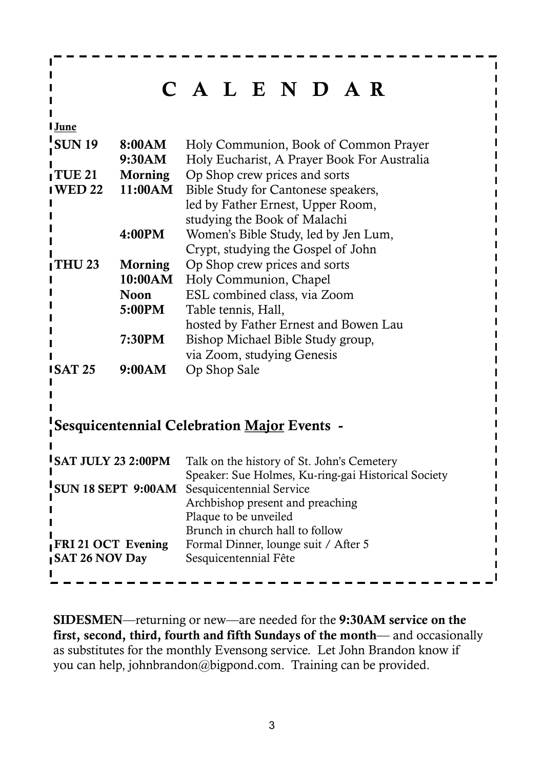# C A L E N D A R

**June**

| | | |
|---|---|---|
| **SUN 19** | **8:00AM** | Holy Communion, Book of Common Prayer |
| | **9:30AM** | Holy Eucharist, A Prayer Book For Australia |
| **TUE 21** | **Morning** | Op Shop crew prices and sorts |
| **WED 22** | **11:00AM** | Bible Study for Cantonese speakers, led by Father Ernest, Upper Room, studying the Book of Malachi |
| | **4:00PM** | Women's Bible Study, led by Jen Lum, Crypt, studying the Gospel of John |
| **THU 23** | **Morning** | Op Shop crew prices and sorts |
| | **10:00AM** | Holy Communion, Chapel |
| | **Noon** | ESL combined class, via Zoom |
| | **5:00PM** | Table tennis, Hall, hosted by Father Ernest and Bowen Lau |
| | **7:30PM** | Bishop Michael Bible Study group, via Zoom, studying Genesis |
| **SAT 25** | **9:00AM** | Op Shop Sale |

## Sesquicentennial Celebration <u>Major</u> Events -

| | |
|---|---|
| **SAT JULY 23 2:00PM** | Talk on the history of St. John's Cemetery<br>Speaker: Sue Holmes, Ku-ring-gai Historical Society |
| **SUN 18 SEPT 9:00AM** | Sesquicentennial Service<br>Archbishop present and preaching<br>Plaque to be unveiled<br>Brunch in church hall to follow |
| **FRI 21 OCT Evening** | Formal Dinner, lounge suit / After 5 |
| **SAT 26 NOV Day** | Sesquicentennial Fête |

**SIDESMEN**—returning or new—are needed for the **9:30AM service on the first, second, third, fourth and fifth Sundays of the month**— and occasionally as substitutes for the monthly Evensong service. Let John Brandon know if you can help, johnbrandon@bigpond.com. Training can be provided.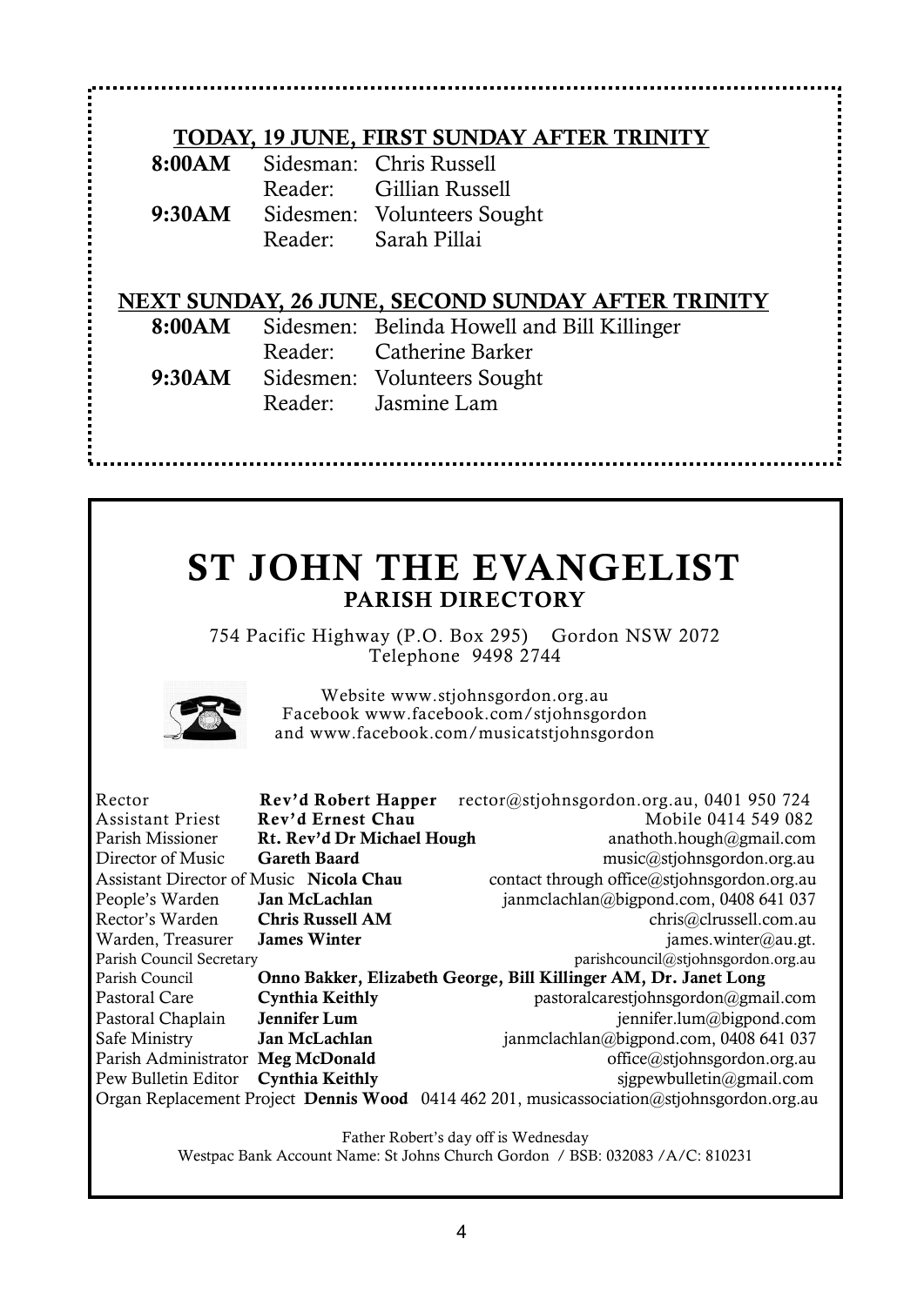**TODAY, 19 JUNE, FIRST SUNDAY AFTER TRINITY**

| | | |
|---|---|---|
| **8:00AM** | Sidesman: | Chris Russell |
| | Reader: | Gillian Russell |
| **9:30AM** | Sidesmen: | Volunteers Sought |
| | Reader: | Sarah Pillai |

**NEXT SUNDAY, 26 JUNE, SECOND SUNDAY AFTER TRINITY**

| | | |
|---|---|---|
| **8:00AM** | Sidesmen: | Belinda Howell and Bill Killinger |
| | Reader: | Catherine Barker |
| **9:30AM** | Sidesmen: | Volunteers Sought |
| | Reader: | Jasmine Lam |

# ST JOHN THE EVANGELIST

## PARISH DIRECTORY

754 Pacific Highway (P.O. Box 295) Gordon NSW 2072
Telephone 9498 2744

Website www.stjohnsgordon.org.au
Facebook www.facebook.com/stjohnsgordon
and www.facebook.com/musicatstjohnsgordon

| | | |
|---|---|---|
| Rector | **Rev'd Robert Happer** | rector@stjohnsgordon.org.au, 0401 950 724 |
| Assistant Priest | **Rev'd Ernest Chau** | Mobile 0414 549 082 |
| Parish Missioner | **Rt. Rev'd Dr Michael Hough** | anathoth.hough@gmail.com |
| Director of Music | **Gareth Baard** | music@stjohnsgordon.org.au |
| Assistant Director of Music | **Nicola Chau** | contact through office@stjohnsgordon.org.au |
| People's Warden | **Jan McLachlan** | janmclachlan@bigpond.com, 0408 641 037 |
| Rector's Warden | **Chris Russell AM** | chris@clrussell.com.au |
| Warden, Treasurer | **James Winter** | james.winter@au.gt. |
| Parish Council Secretary | | parishcouncil@stjohnsgordon.org.au |
| Parish Council | **Onno Bakker, Elizabeth George, Bill Killinger AM, Dr. Janet Long** | |
| Pastoral Care | **Cynthia Keithly** | pastoralcarestjohnsgordon@gmail.com |
| Pastoral Chaplain | **Jennifer Lum** | jennifer.lum@bigpond.com |
| Safe Ministry | **Jan McLachlan** | janmclachlan@bigpond.com, 0408 641 037 |
| Parish Administrator | **Meg McDonald** | office@stjohnsgordon.org.au |
| Pew Bulletin Editor | **Cynthia Keithly** | sjgpewbulletin@gmail.com |
| Organ Replacement Project | **Dennis Wood** | 0414 462 201, musicassociation@stjohnsgordon.org.au |

Father Robert's day off is Wednesday
Westpac Bank Account Name: St Johns Church Gordon / BSB: 032083 /A/C: 810231